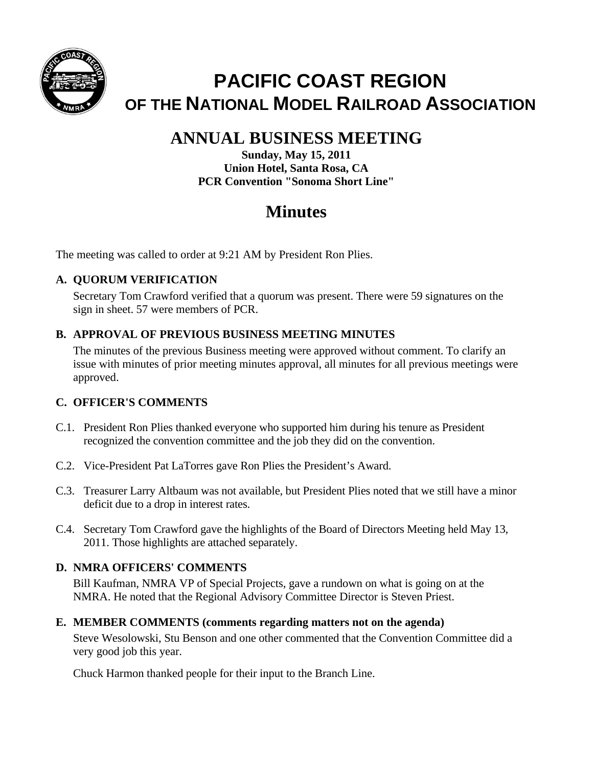# PACIFIC COAST REGION

## OF THE NATIONAL MODEL RAILROAD ASSOCIATION

# ANNUAL BUSINESS MEETING

**Sunday, May 15, 2011**
**Union Hotel, Santa Rosa, CA**
**PCR Convention "Sonoma Short Line"**

# Minutes

The meeting was called to order at 9:21 AM by President Ron Plies.

### A. QUORUM VERIFICATION

Secretary Tom Crawford verified that a quorum was present. There were 59 signatures on the sign in sheet. 57 were members of PCR.

### B. APPROVAL OF PREVIOUS BUSINESS MEETING MINUTES

The minutes of the previous Business meeting were approved without comment. To clarify an issue with minutes of prior meeting minutes approval, all minutes for all previous meetings were approved.

### C. OFFICER'S COMMENTS

C.1. President Ron Plies thanked everyone who supported him during his tenure as President recognized the convention committee and the job they did on the convention.

C.2. Vice-President Pat LaTorres gave Ron Plies the President's Award.

C.3. Treasurer Larry Altbaum was not available, but President Plies noted that we still have a minor deficit due to a drop in interest rates.

C.4. Secretary Tom Crawford gave the highlights of the Board of Directors Meeting held May 13, 2011. Those highlights are attached separately.

### D. NMRA OFFICERS' COMMENTS

Bill Kaufman, NMRA VP of Special Projects, gave a rundown on what is going on at the NMRA. He noted that the Regional Advisory Committee Director is Steven Priest.

### E. MEMBER COMMENTS (comments regarding matters not on the agenda)

Steve Wesolowski, Stu Benson and one other commented that the Convention Committee did a very good job this year.

Chuck Harmon thanked people for their input to the Branch Line.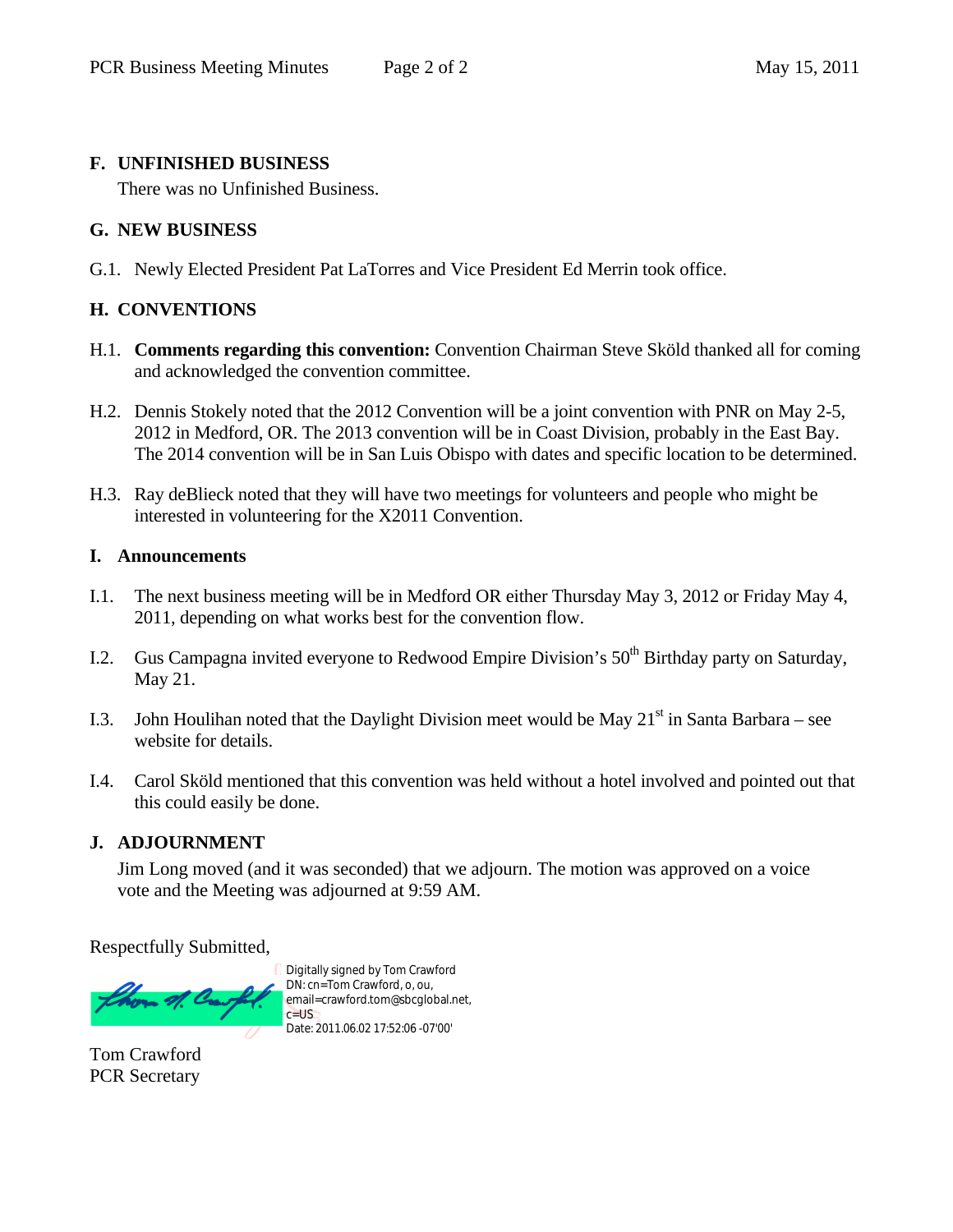## F. UNFINISHED BUSINESS

There was no Unfinished Business.

## G. NEW BUSINESS

G.1. Newly Elected President Pat LaTorres and Vice President Ed Merrin took office.

## H. CONVENTIONS

H.1. **Comments regarding this convention:** Convention Chairman Steve Sköld thanked all for coming and acknowledged the convention committee.

H.2. Dennis Stokely noted that the 2012 Convention will be a joint convention with PNR on May 2-5, 2012 in Medford, OR. The 2013 convention will be in Coast Division, probably in the East Bay. The 2014 convention will be in San Luis Obispo with dates and specific location to be determined.

H.3. Ray deBlieck noted that they will have two meetings for volunteers and people who might be interested in volunteering for the X2011 Convention.

## I. Announcements

I.1. The next business meeting will be in Medford OR either Thursday May 3, 2012 or Friday May 4, 2011, depending on what works best for the convention flow.

I.2. Gus Campagna invited everyone to Redwood Empire Division's 50th Birthday party on Saturday, May 21.

I.3. John Houlihan noted that the Daylight Division meet would be May 21st in Santa Barbara – see website for details.

I.4. Carol Sköld mentioned that this convention was held without a hotel involved and pointed out that this could easily be done.

## J. ADJOURNMENT

Jim Long moved (and it was seconded) that we adjourn. The motion was approved on a voice vote and the Meeting was adjourned at 9:59 AM.

Respectfully Submitted,

Digitally signed by Tom Crawford
DN: cn=Tom Crawford, o, ou, email=crawford.tom@sbcglobal.net, c=US
Date: 2011.06.02 17:52:06 -07'00'

Tom Crawford
PCR Secretary